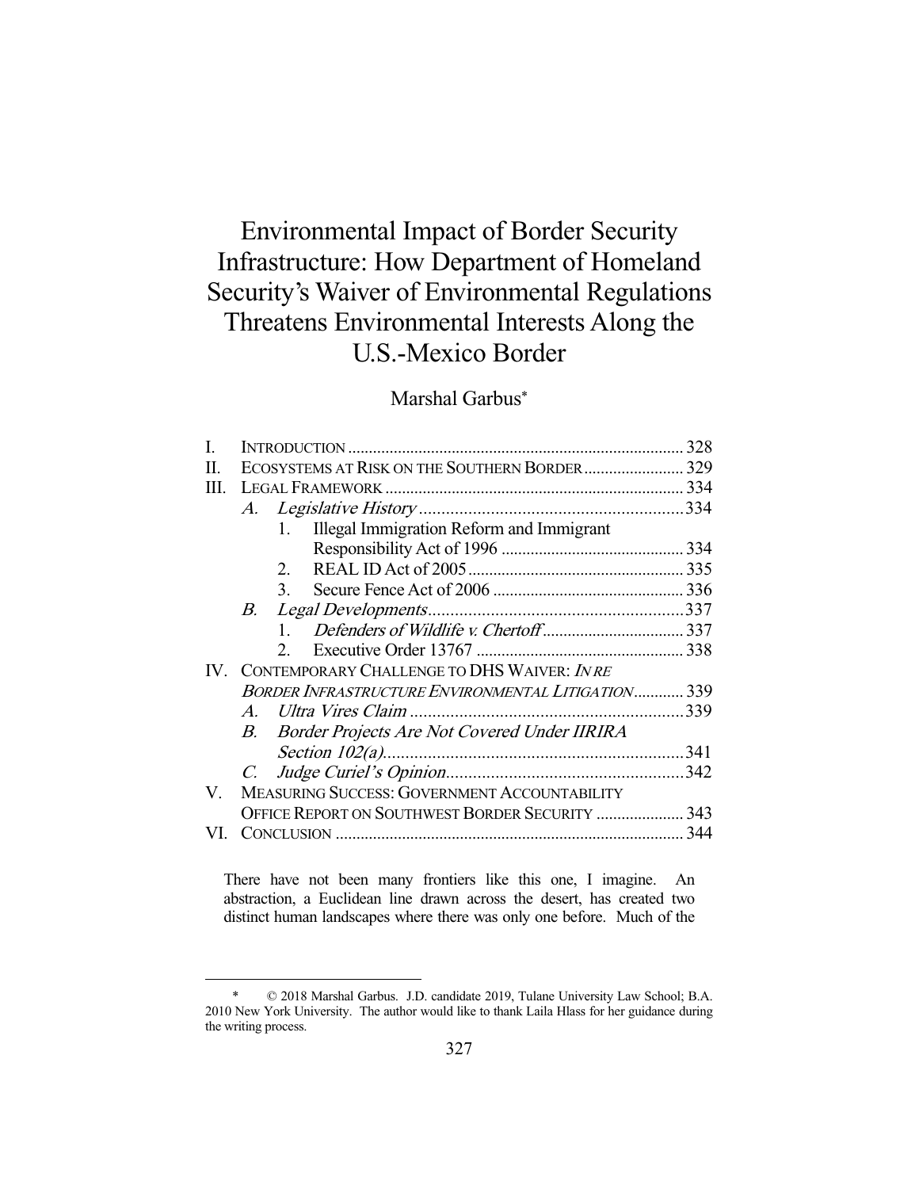# Environmental Impact of Border Security Infrastructure: How Department of Homeland Security's Waiver of Environmental Regulations Threatens Environmental Interests Along the U.S.-Mexico Border

Marshal Garbus*

| | | | |
|---|---|---|---|
| I. | INTRODUCTION | | 328 |
| II. | ECOSYSTEMS AT RISK ON THE SOUTHERN BORDER | | 329 |
| III. | LEGAL FRAMEWORK | | 334 |
| | *A.* | *Legislative History* | 334 |
| | | 1. Illegal Immigration Reform and Immigrant Responsibility Act of 1996 | 334 |
| | | 2. REAL ID Act of 2005 | 335 |
| | | 3. Secure Fence Act of 2006 | 336 |
| | *B.* | *Legal Developments* | 337 |
| | | 1. *Defenders of Wildlife v. Chertoff* | 337 |
| | | 2. Executive Order 13767 | 338 |
| IV. | CONTEMPORARY CHALLENGE TO DHS WAIVER: *IN RE BORDER INFRASTRUCTURE ENVIRONMENTAL LITIGATION* | | 339 |
| | *A.* | *Ultra Vires Claim* | 339 |
| | *B.* | *Border Projects Are Not Covered Under IIRIRA Section 102(a)* | 341 |
| | *C.* | *Judge Curiel's Opinion* | 342 |
| V. | MEASURING SUCCESS: GOVERNMENT ACCOUNTABILITY OFFICE REPORT ON SOUTHWEST BORDER SECURITY | | 343 |
| VI. | CONCLUSION | | 344 |

> There have not been many frontiers like this one, I imagine. An abstraction, a Euclidean line drawn across the desert, has created two distinct human landscapes where there was only one before. Much of the

\* © 2018 Marshal Garbus. J.D. candidate 2019, Tulane University Law School; B.A. 2010 New York University. The author would like to thank Laila Hlass for her guidance during the writing process.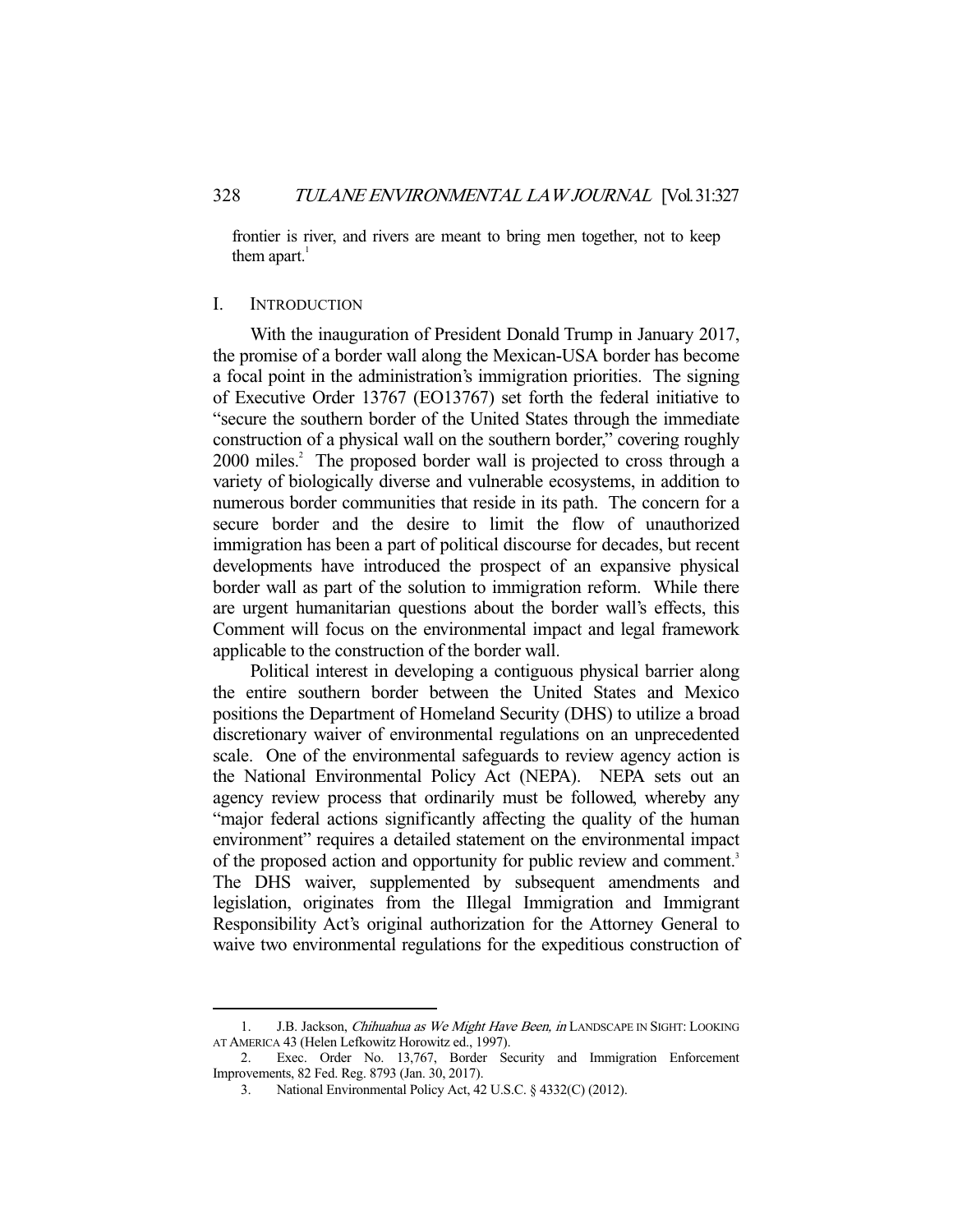frontier is river, and rivers are meant to bring men together, not to keep them apart.[1]

## I. INTRODUCTION

With the inauguration of President Donald Trump in January 2017, the promise of a border wall along the Mexican-USA border has become a focal point in the administration's immigration priorities. The signing of Executive Order 13767 (EO13767) set forth the federal initiative to "secure the southern border of the United States through the immediate construction of a physical wall on the southern border," covering roughly 2000 miles.[2] The proposed border wall is projected to cross through a variety of biologically diverse and vulnerable ecosystems, in addition to numerous border communities that reside in its path. The concern for a secure border and the desire to limit the flow of unauthorized immigration has been a part of political discourse for decades, but recent developments have introduced the prospect of an expansive physical border wall as part of the solution to immigration reform. While there are urgent humanitarian questions about the border wall's effects, this Comment will focus on the environmental impact and legal framework applicable to the construction of the border wall.

Political interest in developing a contiguous physical barrier along the entire southern border between the United States and Mexico positions the Department of Homeland Security (DHS) to utilize a broad discretionary waiver of environmental regulations on an unprecedented scale. One of the environmental safeguards to review agency action is the National Environmental Policy Act (NEPA). NEPA sets out an agency review process that ordinarily must be followed, whereby any "major federal actions significantly affecting the quality of the human environment" requires a detailed statement on the environmental impact of the proposed action and opportunity for public review and comment.[3] The DHS waiver, supplemented by subsequent amendments and legislation, originates from the Illegal Immigration and Immigrant Responsibility Act's original authorization for the Attorney General to waive two environmental regulations for the expeditious construction of

---

1. J.B. Jackson, *Chihuahua as We Might Have Been, in* LANDSCAPE IN SIGHT: LOOKING AT AMERICA 43 (Helen Lefkowitz Horowitz ed., 1997).
2. Exec. Order No. 13,767, Border Security and Immigration Enforcement Improvements, 82 Fed. Reg. 8793 (Jan. 30, 2017).
3. National Environmental Policy Act, 42 U.S.C. § 4332(C) (2012).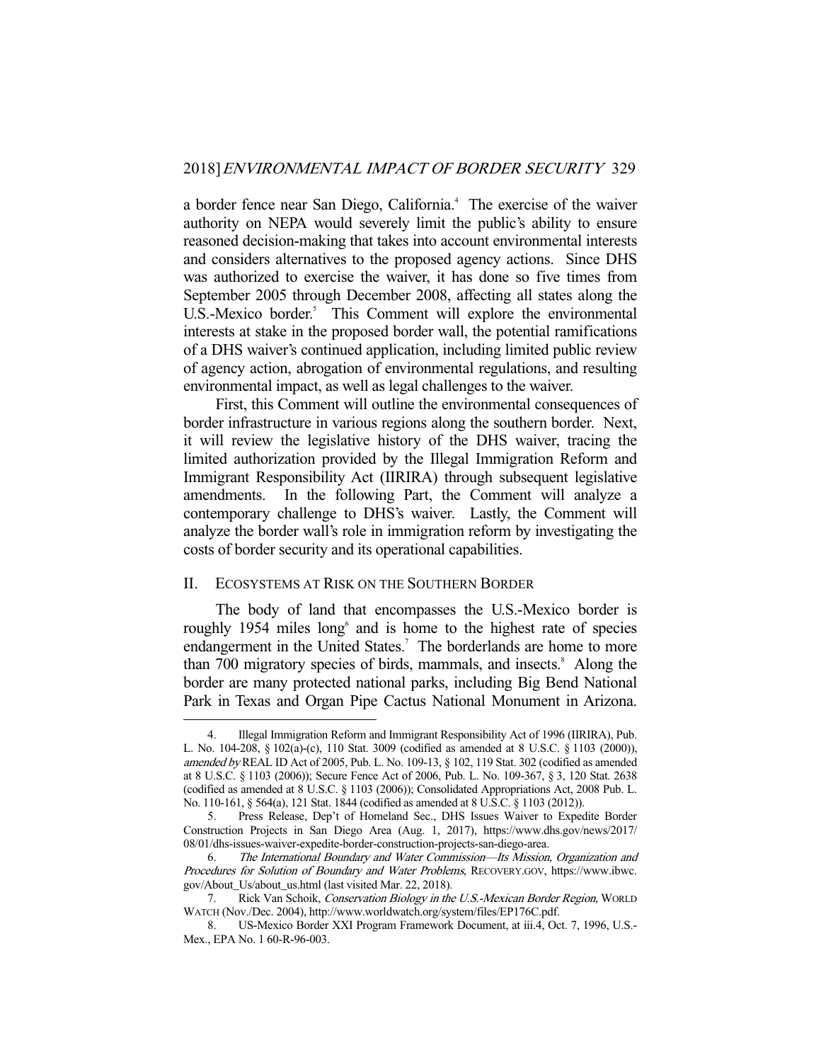a border fence near San Diego, California.[4] The exercise of the waiver authority on NEPA would severely limit the public's ability to ensure reasoned decision-making that takes into account environmental interests and considers alternatives to the proposed agency actions. Since DHS was authorized to exercise the waiver, it has done so five times from September 2005 through December 2008, affecting all states along the U.S.-Mexico border.[5] This Comment will explore the environmental interests at stake in the proposed border wall, the potential ramifications of a DHS waiver's continued application, including limited public review of agency action, abrogation of environmental regulations, and resulting environmental impact, as well as legal challenges to the waiver.

First, this Comment will outline the environmental consequences of border infrastructure in various regions along the southern border. Next, it will review the legislative history of the DHS waiver, tracing the limited authorization provided by the Illegal Immigration Reform and Immigrant Responsibility Act (IIRIRA) through subsequent legislative amendments. In the following Part, the Comment will analyze a contemporary challenge to DHS's waiver. Lastly, the Comment will analyze the border wall's role in immigration reform by investigating the costs of border security and its operational capabilities.

## II. ECOSYSTEMS AT RISK ON THE SOUTHERN BORDER

The body of land that encompasses the U.S.-Mexico border is roughly 1954 miles long[6] and is home to the highest rate of species endangerment in the United States.[7] The borderlands are home to more than 700 migratory species of birds, mammals, and insects.[8] Along the border are many protected national parks, including Big Bend National Park in Texas and Organ Pipe Cactus National Monument in Arizona.

---

4. Illegal Immigration Reform and Immigrant Responsibility Act of 1996 (IIRIRA), Pub. L. No. 104-208, § 102(a)-(c), 110 Stat. 3009 (codified as amended at 8 U.S.C. § 1103 (2000)), *amended by* REAL ID Act of 2005, Pub. L. No. 109-13, § 102, 119 Stat. 302 (codified as amended at 8 U.S.C. § 1103 (2006)); Secure Fence Act of 2006, Pub. L. No. 109-367, § 3, 120 Stat. 2638 (codified as amended at 8 U.S.C. § 1103 (2006)); Consolidated Appropriations Act, 2008 Pub. L. No. 110-161, § 564(a), 121 Stat. 1844 (codified as amended at 8 U.S.C. § 1103 (2012)).

5. Press Release, Dep't of Homeland Sec., DHS Issues Waiver to Expedite Border Construction Projects in San Diego Area (Aug. 1, 2017), https://www.dhs.gov/news/2017/08/01/dhs-issues-waiver-expedite-border-construction-projects-san-diego-area.

6. *The International Boundary and Water Commission—Its Mission, Organization and Procedures for Solution of Boundary and Water Problems*, RECOVERY.GOV, https://www.ibwc.gov/About_Us/about_us.html (last visited Mar. 22, 2018).

7. Rick Van Schoik, *Conservation Biology in the U.S.-Mexican Border Region,* WORLD WATCH (Nov./Dec. 2004), http://www.worldwatch.org/system/files/EP176C.pdf.

8. US-Mexico Border XXI Program Framework Document, at iii.4, Oct. 7, 1996, U.S.-Mex., EPA No. 1 60-R-96-003.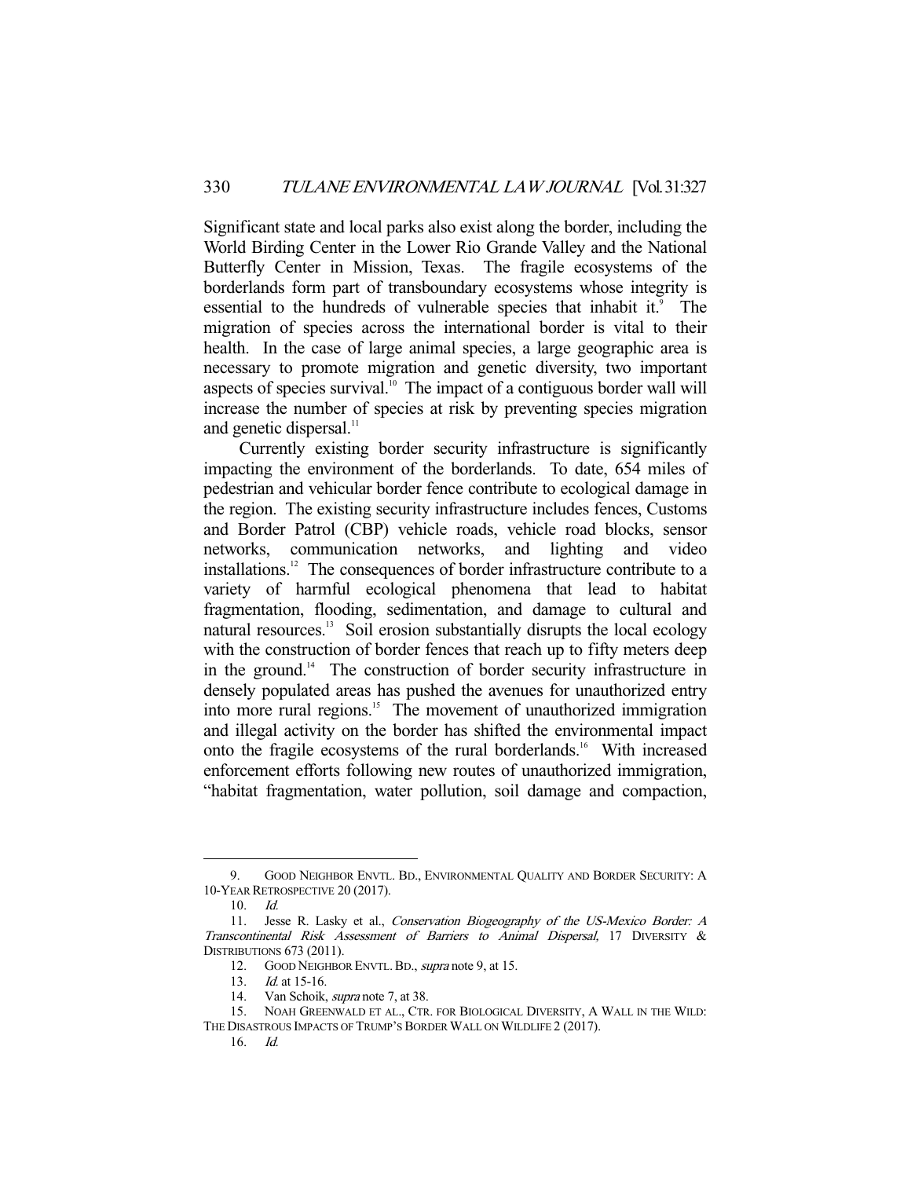Significant state and local parks also exist along the border, including the World Birding Center in the Lower Rio Grande Valley and the National Butterfly Center in Mission, Texas. The fragile ecosystems of the borderlands form part of transboundary ecosystems whose integrity is essential to the hundreds of vulnerable species that inhabit it.[9] The migration of species across the international border is vital to their health. In the case of large animal species, a large geographic area is necessary to promote migration and genetic diversity, two important aspects of species survival.[10] The impact of a contiguous border wall will increase the number of species at risk by preventing species migration and genetic dispersal.[11]

Currently existing border security infrastructure is significantly impacting the environment of the borderlands. To date, 654 miles of pedestrian and vehicular border fence contribute to ecological damage in the region. The existing security infrastructure includes fences, Customs and Border Patrol (CBP) vehicle roads, vehicle road blocks, sensor networks, communication networks, and lighting and video installations.[12] The consequences of border infrastructure contribute to a variety of harmful ecological phenomena that lead to habitat fragmentation, flooding, sedimentation, and damage to cultural and natural resources.[13] Soil erosion substantially disrupts the local ecology with the construction of border fences that reach up to fifty meters deep in the ground.[14] The construction of border security infrastructure in densely populated areas has pushed the avenues for unauthorized entry into more rural regions.[15] The movement of unauthorized immigration and illegal activity on the border has shifted the environmental impact onto the fragile ecosystems of the rural borderlands.[16] With increased enforcement efforts following new routes of unauthorized immigration, "habitat fragmentation, water pollution, soil damage and compaction,

---

9. GOOD NEIGHBOR ENVTL. BD., ENVIRONMENTAL QUALITY AND BORDER SECURITY: A 10-YEAR RETROSPECTIVE 20 (2017).

10. *Id.*

11. Jesse R. Lasky et al., *Conservation Biogeography of the US-Mexico Border: A Transcontinental Risk Assessment of Barriers to Animal Dispersal,* 17 DIVERSITY & DISTRIBUTIONS 673 (2011).

12. GOOD NEIGHBOR ENVTL. BD., *supra* note 9, at 15.

13. *Id.* at 15-16.

14. Van Schoik, *supra* note 7, at 38.

15. NOAH GREENWALD ET AL., CTR. FOR BIOLOGICAL DIVERSITY, A WALL IN THE WILD: THE DISASTROUS IMPACTS OF TRUMP'S BORDER WALL ON WILDLIFE 2 (2017).

16. *Id.*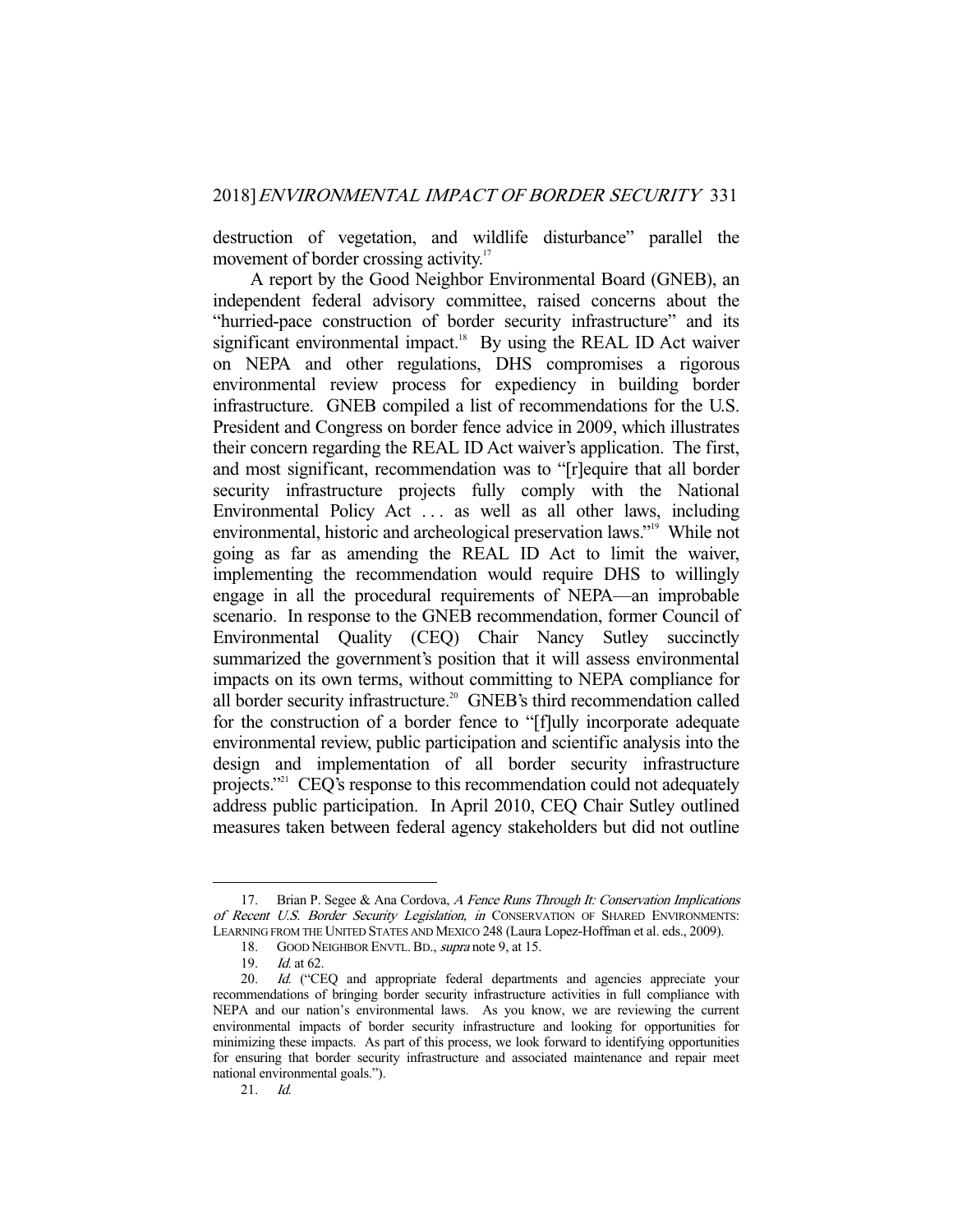destruction of vegetation, and wildlife disturbance" parallel the movement of border crossing activity.[17]

A report by the Good Neighbor Environmental Board (GNEB), an independent federal advisory committee, raised concerns about the "hurried-pace construction of border security infrastructure" and its significant environmental impact.[18] By using the REAL ID Act waiver on NEPA and other regulations, DHS compromises a rigorous environmental review process for expediency in building border infrastructure. GNEB compiled a list of recommendations for the U.S. President and Congress on border fence advice in 2009, which illustrates their concern regarding the REAL ID Act waiver's application. The first, and most significant, recommendation was to "[r]equire that all border security infrastructure projects fully comply with the National Environmental Policy Act . . . as well as all other laws, including environmental, historic and archeological preservation laws."[19] While not going as far as amending the REAL ID Act to limit the waiver, implementing the recommendation would require DHS to willingly engage in all the procedural requirements of NEPA—an improbable scenario. In response to the GNEB recommendation, former Council of Environmental Quality (CEQ) Chair Nancy Sutley succinctly summarized the government's position that it will assess environmental impacts on its own terms, without committing to NEPA compliance for all border security infrastructure.[20] GNEB's third recommendation called for the construction of a border fence to "[f]ully incorporate adequate environmental review, public participation and scientific analysis into the design and implementation of all border security infrastructure projects."[21] CEQ's response to this recommendation could not adequately address public participation. In April 2010, CEQ Chair Sutley outlined measures taken between federal agency stakeholders but did not outline

---

17. Brian P. Segee & Ana Cordova, *A Fence Runs Through It: Conservation Implications of Recent U.S. Border Security Legislation, in* CONSERVATION OF SHARED ENVIRONMENTS: LEARNING FROM THE UNITED STATES AND MEXICO 248 (Laura Lopez-Hoffman et al. eds., 2009).

18. GOOD NEIGHBOR ENVTL. BD., *supra* note 9, at 15.

19. *Id.* at 62.

20. *Id.* ("CEQ and appropriate federal departments and agencies appreciate your recommendations of bringing border security infrastructure activities in full compliance with NEPA and our nation's environmental laws. As you know, we are reviewing the current environmental impacts of border security infrastructure and looking for opportunities for minimizing these impacts. As part of this process, we look forward to identifying opportunities for ensuring that border security infrastructure and associated maintenance and repair meet national environmental goals.").

21. *Id.*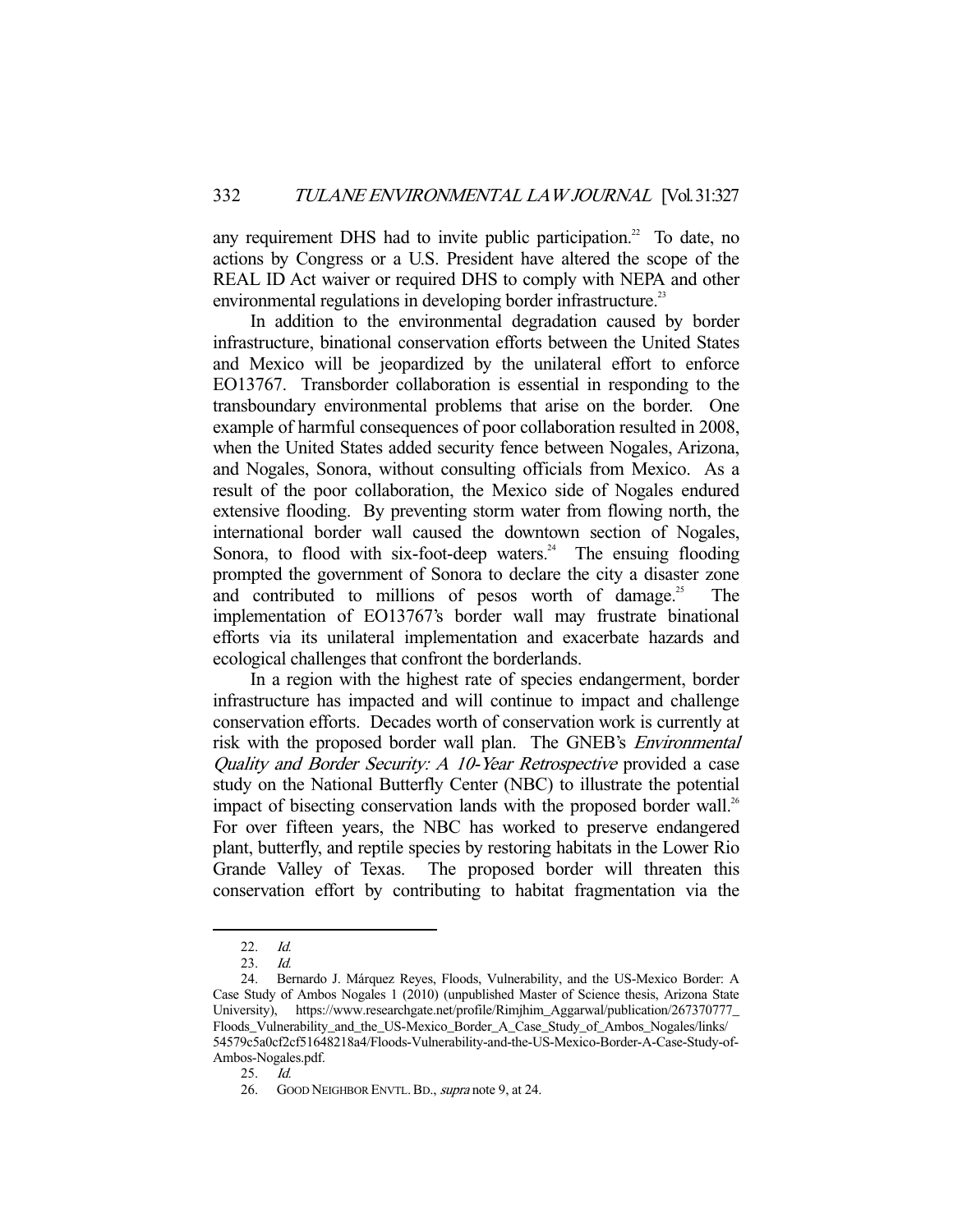any requirement DHS had to invite public participation.[22] To date, no actions by Congress or a U.S. President have altered the scope of the REAL ID Act waiver or required DHS to comply with NEPA and other environmental regulations in developing border infrastructure.[23]

In addition to the environmental degradation caused by border infrastructure, binational conservation efforts between the United States and Mexico will be jeopardized by the unilateral effort to enforce EO13767. Transborder collaboration is essential in responding to the transboundary environmental problems that arise on the border. One example of harmful consequences of poor collaboration resulted in 2008, when the United States added security fence between Nogales, Arizona, and Nogales, Sonora, without consulting officials from Mexico. As a result of the poor collaboration, the Mexico side of Nogales endured extensive flooding. By preventing storm water from flowing north, the international border wall caused the downtown section of Nogales, Sonora, to flood with six-foot-deep waters.[24] The ensuing flooding prompted the government of Sonora to declare the city a disaster zone and contributed to millions of pesos worth of damage.[25] The implementation of EO13767's border wall may frustrate binational efforts via its unilateral implementation and exacerbate hazards and ecological challenges that confront the borderlands.

In a region with the highest rate of species endangerment, border infrastructure has impacted and will continue to impact and challenge conservation efforts. Decades worth of conservation work is currently at risk with the proposed border wall plan. The GNEB's *Environmental Quality and Border Security: A 10-Year Retrospective* provided a case study on the National Butterfly Center (NBC) to illustrate the potential impact of bisecting conservation lands with the proposed border wall.[26] For over fifteen years, the NBC has worked to preserve endangered plant, butterfly, and reptile species by restoring habitats in the Lower Rio Grande Valley of Texas. The proposed border will threaten this conservation effort by contributing to habitat fragmentation via the

---

22. *Id.*

23. *Id.*

24. Bernardo J. Márquez Reyes, Floods, Vulnerability, and the US-Mexico Border: A Case Study of Ambos Nogales 1 (2010) (unpublished Master of Science thesis, Arizona State University), https://www.researchgate.net/profile/Rimjhim_Aggarwal/publication/267370777_Floods_Vulnerability_and_the_US-Mexico_Border_A_Case_Study_of_Ambos_Nogales/links/54579c5a0cf2cf51648218a4/Floods-Vulnerability-and-the-US-Mexico-Border-A-Case-Study-of-Ambos-Nogales.pdf.

25. *Id.*

26. GOOD NEIGHBOR ENVTL. BD., *supra* note 9, at 24.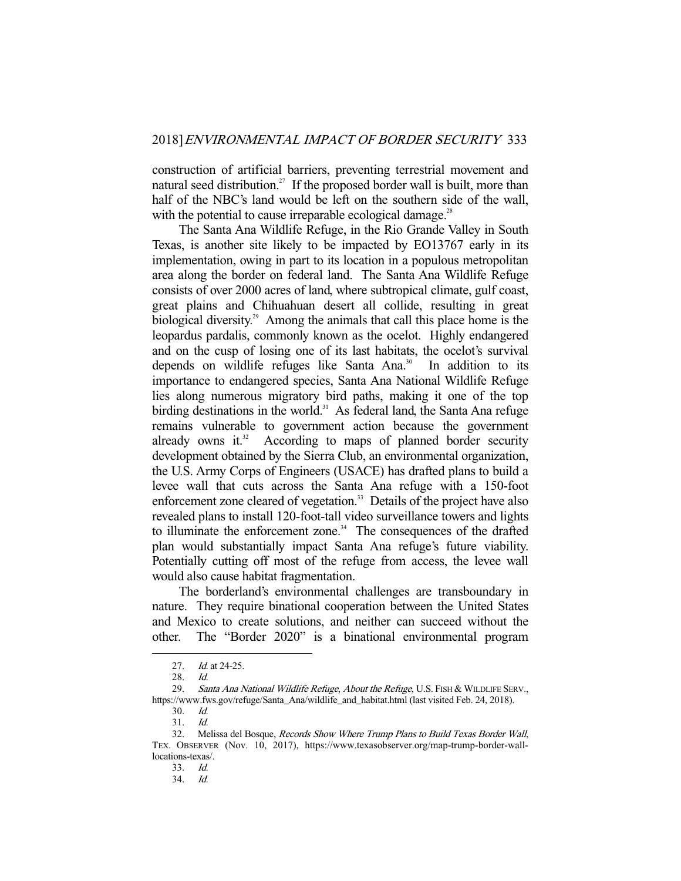construction of artificial barriers, preventing terrestrial movement and natural seed distribution.[27] If the proposed border wall is built, more than half of the NBC's land would be left on the southern side of the wall, with the potential to cause irreparable ecological damage.[28]

The Santa Ana Wildlife Refuge, in the Rio Grande Valley in South Texas, is another site likely to be impacted by EO13767 early in its implementation, owing in part to its location in a populous metropolitan area along the border on federal land. The Santa Ana Wildlife Refuge consists of over 2000 acres of land, where subtropical climate, gulf coast, great plains and Chihuahuan desert all collide, resulting in great biological diversity.[29] Among the animals that call this place home is the leopardus pardalis, commonly known as the ocelot. Highly endangered and on the cusp of losing one of its last habitats, the ocelot's survival depends on wildlife refuges like Santa Ana.[30] In addition to its importance to endangered species, Santa Ana National Wildlife Refuge lies along numerous migratory bird paths, making it one of the top birding destinations in the world.[31] As federal land, the Santa Ana refuge remains vulnerable to government action because the government already owns it.[32] According to maps of planned border security development obtained by the Sierra Club, an environmental organization, the U.S. Army Corps of Engineers (USACE) has drafted plans to build a levee wall that cuts across the Santa Ana refuge with a 150-foot enforcement zone cleared of vegetation.[33] Details of the project have also revealed plans to install 120-foot-tall video surveillance towers and lights to illuminate the enforcement zone.[34] The consequences of the drafted plan would substantially impact Santa Ana refuge's future viability. Potentially cutting off most of the refuge from access, the levee wall would also cause habitat fragmentation.

The borderland's environmental challenges are transboundary in nature. They require binational cooperation between the United States and Mexico to create solutions, and neither can succeed without the other. The "Border 2020" is a binational environmental program

---

27. *Id.* at 24-25.

28. *Id.*

29. *Santa Ana National Wildlife Refuge*, *About the Refuge*, U.S. FISH & WILDLIFE SERV., https://www.fws.gov/refuge/Santa_Ana/wildlife_and_habitat.html (last visited Feb. 24, 2018).

30. *Id.*

31. *Id.*

32. Melissa del Bosque, *Records Show Where Trump Plans to Build Texas Border Wall*, TEX. OBSERVER (Nov. 10, 2017), https://www.texasobserver.org/map-trump-border-wall-locations-texas/.

33. *Id.*

34. *Id.*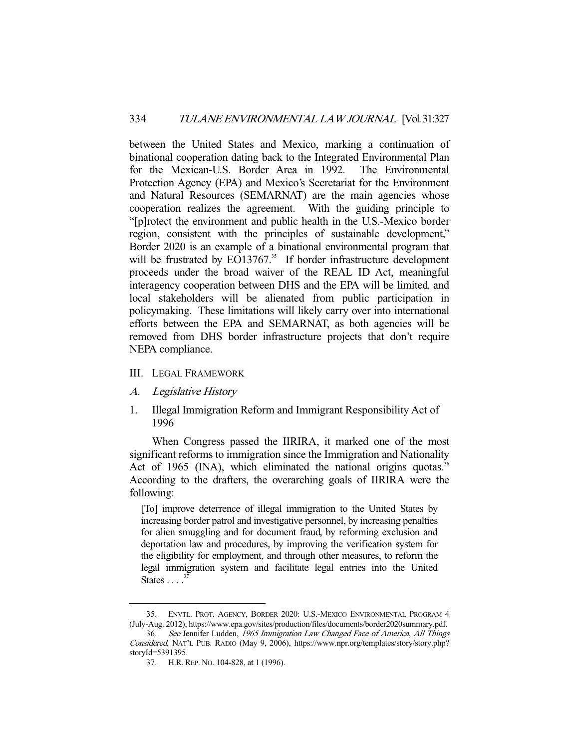between the United States and Mexico, marking a continuation of binational cooperation dating back to the Integrated Environmental Plan for the Mexican-U.S. Border Area in 1992. The Environmental Protection Agency (EPA) and Mexico's Secretariat for the Environment and Natural Resources (SEMARNAT) are the main agencies whose cooperation realizes the agreement. With the guiding principle to "[p]rotect the environment and public health in the U.S.-Mexico border region, consistent with the principles of sustainable development," Border 2020 is an example of a binational environmental program that will be frustrated by EO13767.[35] If border infrastructure development proceeds under the broad waiver of the REAL ID Act, meaningful interagency cooperation between DHS and the EPA will be limited, and local stakeholders will be alienated from public participation in policymaking. These limitations will likely carry over into international efforts between the EPA and SEMARNAT, as both agencies will be removed from DHS border infrastructure projects that don't require NEPA compliance.

## III. Legal Framework

### A. *Legislative History*

#### 1. Illegal Immigration Reform and Immigrant Responsibility Act of 1996

When Congress passed the IIRIRA, it marked one of the most significant reforms to immigration since the Immigration and Nationality Act of 1965 (INA), which eliminated the national origins quotas.[36] According to the drafters, the overarching goals of IIRIRA were the following:

> [To] improve deterrence of illegal immigration to the United States by increasing border patrol and investigative personnel, by increasing penalties for alien smuggling and for document fraud, by reforming exclusion and deportation law and procedures, by improving the verification system for the eligibility for employment, and through other measures, to reform the legal immigration system and facilitate legal entries into the United States . . . .[37]

---

35. Envtl. Prot. Agency, Border 2020: U.S.-Mexico Environmental Program 4 (July-Aug. 2012), https://www.epa.gov/sites/production/files/documents/border2020summary.pdf.

36. *See* Jennifer Ludden, *1965 Immigration Law Changed Face of America*, *All Things Considered*, Nat'l Pub. Radio (May 9, 2006), https://www.npr.org/templates/story/story.php?storyId=5391395.

37. H.R. Rep. No. 104-828, at 1 (1996).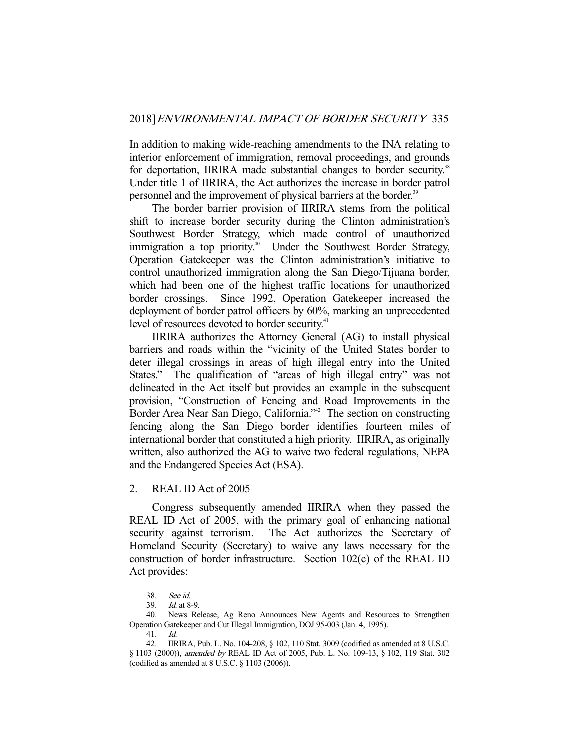In addition to making wide-reaching amendments to the INA relating to interior enforcement of immigration, removal proceedings, and grounds for deportation, IIRIRA made substantial changes to border security.[38] Under title 1 of IIRIRA, the Act authorizes the increase in border patrol personnel and the improvement of physical barriers at the border.[39]

The border barrier provision of IIRIRA stems from the political shift to increase border security during the Clinton administration's Southwest Border Strategy, which made control of unauthorized immigration a top priority.[40] Under the Southwest Border Strategy, Operation Gatekeeper was the Clinton administration's initiative to control unauthorized immigration along the San Diego/Tijuana border, which had been one of the highest traffic locations for unauthorized border crossings. Since 1992, Operation Gatekeeper increased the deployment of border patrol officers by 60%, marking an unprecedented level of resources devoted to border security.[41]

IIRIRA authorizes the Attorney General (AG) to install physical barriers and roads within the "vicinity of the United States border to deter illegal crossings in areas of high illegal entry into the United States." The qualification of "areas of high illegal entry" was not delineated in the Act itself but provides an example in the subsequent provision, "Construction of Fencing and Road Improvements in the Border Area Near San Diego, California."[42] The section on constructing fencing along the San Diego border identifies fourteen miles of international border that constituted a high priority. IIRIRA, as originally written, also authorized the AG to waive two federal regulations, NEPA and the Endangered Species Act (ESA).

2. REAL ID Act of 2005

Congress subsequently amended IIRIRA when they passed the REAL ID Act of 2005, with the primary goal of enhancing national security against terrorism. The Act authorizes the Secretary of Homeland Security (Secretary) to waive any laws necessary for the construction of border infrastructure. Section 102(c) of the REAL ID Act provides:

---

38. *See id.*

39. *Id.* at 8-9.

40. News Release, Ag Reno Announces New Agents and Resources to Strengthen Operation Gatekeeper and Cut Illegal Immigration, DOJ 95-003 (Jan. 4, 1995).

41. *Id.*

42. IIRIRA, Pub. L. No. 104-208, § 102, 110 Stat. 3009 (codified as amended at 8 U.S.C. § 1103 (2000)), *amended by* REAL ID Act of 2005, Pub. L. No. 109-13, § 102, 119 Stat. 302 (codified as amended at 8 U.S.C. § 1103 (2006)).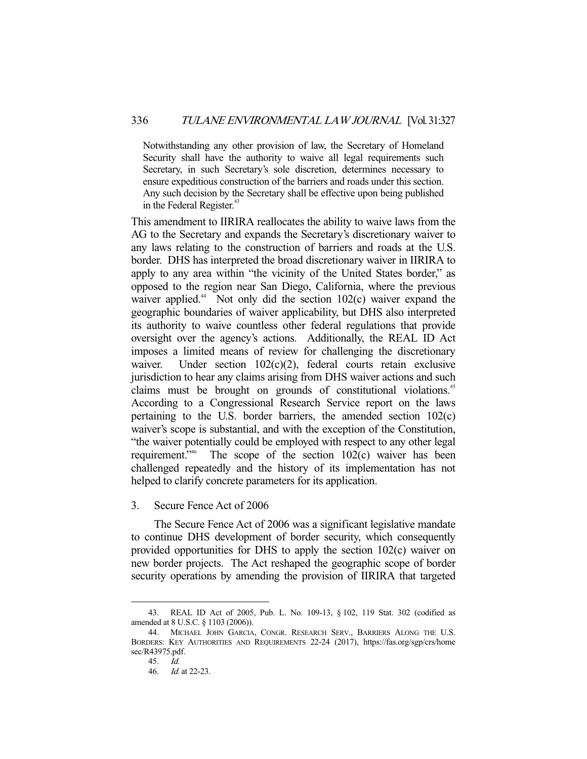> Notwithstanding any other provision of law, the Secretary of Homeland Security shall have the authority to waive all legal requirements such Secretary, in such Secretary's sole discretion, determines necessary to ensure expeditious construction of the barriers and roads under this section. Any such decision by the Secretary shall be effective upon being published in the Federal Register.[43]

This amendment to IIRIRA reallocates the ability to waive laws from the AG to the Secretary and expands the Secretary's discretionary waiver to any laws relating to the construction of barriers and roads at the U.S. border. DHS has interpreted the broad discretionary waiver in IIRIRA to apply to any area within "the vicinity of the United States border," as opposed to the region near San Diego, California, where the previous waiver applied.[44] Not only did the section 102(c) waiver expand the geographic boundaries of waiver applicability, but DHS also interpreted its authority to waive countless other federal regulations that provide oversight over the agency's actions. Additionally, the REAL ID Act imposes a limited means of review for challenging the discretionary waiver. Under section 102(c)(2), federal courts retain exclusive jurisdiction to hear any claims arising from DHS waiver actions and such claims must be brought on grounds of constitutional violations.[45] According to a Congressional Research Service report on the laws pertaining to the U.S. border barriers, the amended section 102(c) waiver's scope is substantial, and with the exception of the Constitution, "the waiver potentially could be employed with respect to any other legal requirement."[46] The scope of the section 102(c) waiver has been challenged repeatedly and the history of its implementation has not helped to clarify concrete parameters for its application.

### 3. Secure Fence Act of 2006

The Secure Fence Act of 2006 was a significant legislative mandate to continue DHS development of border security, which consequently provided opportunities for DHS to apply the section 102(c) waiver on new border projects. The Act reshaped the geographic scope of border security operations by amending the provision of IIRIRA that targeted

---

43. REAL ID Act of 2005, Pub. L. No. 109-13, § 102, 119 Stat. 302 (codified as amended at 8 U.S.C. § 1103 (2006)).

44. MICHAEL JOHN GARCIA, CONGR. RESEARCH SERV., BARRIERS ALONG THE U.S. BORDERS: KEY AUTHORITIES AND REQUIREMENTS 22-24 (2017), https://fas.org/sgp/crs/homesec/R43975.pdf.

45. *Id.*

46. *Id.* at 22-23.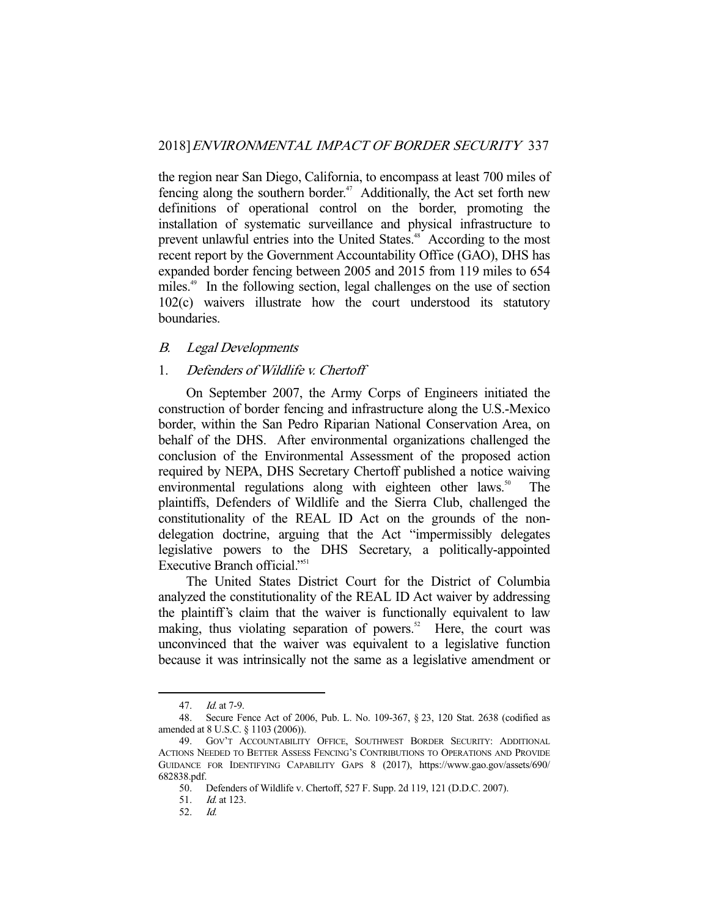the region near San Diego, California, to encompass at least 700 miles of fencing along the southern border.[47] Additionally, the Act set forth new definitions of operational control on the border, promoting the installation of systematic surveillance and physical infrastructure to prevent unlawful entries into the United States.[48] According to the most recent report by the Government Accountability Office (GAO), DHS has expanded border fencing between 2005 and 2015 from 119 miles to 654 miles.[49] In the following section, legal challenges on the use of section 102(c) waivers illustrate how the court understood its statutory boundaries.

### *B. Legal Developments*

#### 1. *Defenders of Wildlife v. Chertoff*

On September 2007, the Army Corps of Engineers initiated the construction of border fencing and infrastructure along the U.S.-Mexico border, within the San Pedro Riparian National Conservation Area, on behalf of the DHS. After environmental organizations challenged the conclusion of the Environmental Assessment of the proposed action required by NEPA, DHS Secretary Chertoff published a notice waiving environmental regulations along with eighteen other laws.[50] The plaintiffs, Defenders of Wildlife and the Sierra Club, challenged the constitutionality of the REAL ID Act on the grounds of the non-delegation doctrine, arguing that the Act "impermissibly delegates legislative powers to the DHS Secretary, a politically-appointed Executive Branch official."[51]

The United States District Court for the District of Columbia analyzed the constitutionality of the REAL ID Act waiver by addressing the plaintiff's claim that the waiver is functionally equivalent to law making, thus violating separation of powers.[52] Here, the court was unconvinced that the waiver was equivalent to a legislative function because it was intrinsically not the same as a legislative amendment or

---

47. *Id.* at 7-9.

48. Secure Fence Act of 2006, Pub. L. No. 109-367, § 23, 120 Stat. 2638 (codified as amended at 8 U.S.C. § 1103 (2006)).

49. GOV'T ACCOUNTABILITY OFFICE, SOUTHWEST BORDER SECURITY: ADDITIONAL ACTIONS NEEDED TO BETTER ASSESS FENCING'S CONTRIBUTIONS TO OPERATIONS AND PROVIDE GUIDANCE FOR IDENTIFYING CAPABILITY GAPS 8 (2017), https://www.gao.gov/assets/690/682838.pdf.

50. Defenders of Wildlife v. Chertoff, 527 F. Supp. 2d 119, 121 (D.D.C. 2007).

51. *Id.* at 123.

52. *Id.*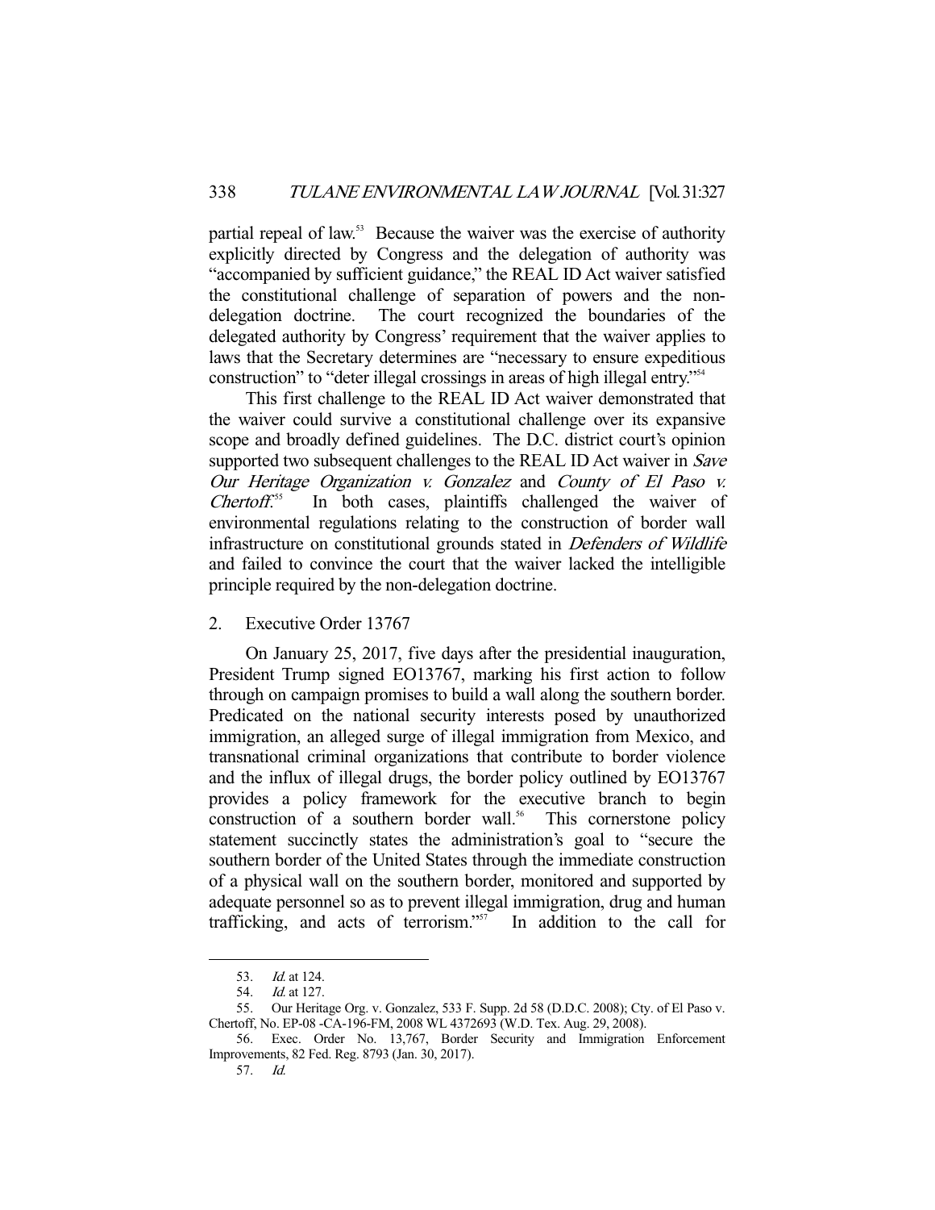partial repeal of law.[53] Because the waiver was the exercise of authority explicitly directed by Congress and the delegation of authority was "accompanied by sufficient guidance," the REAL ID Act waiver satisfied the constitutional challenge of separation of powers and the non-delegation doctrine. The court recognized the boundaries of the delegated authority by Congress' requirement that the waiver applies to laws that the Secretary determines are "necessary to ensure expeditious construction" to "deter illegal crossings in areas of high illegal entry."[54]

This first challenge to the REAL ID Act waiver demonstrated that the waiver could survive a constitutional challenge over its expansive scope and broadly defined guidelines. The D.C. district court's opinion supported two subsequent challenges to the REAL ID Act waiver in *Save Our Heritage Organization v. Gonzalez* and *County of El Paso v. Chertoff*.[55] In both cases, plaintiffs challenged the waiver of environmental regulations relating to the construction of border wall infrastructure on constitutional grounds stated in *Defenders of Wildlife* and failed to convince the court that the waiver lacked the intelligible principle required by the non-delegation doctrine.

2. Executive Order 13767

On January 25, 2017, five days after the presidential inauguration, President Trump signed EO13767, marking his first action to follow through on campaign promises to build a wall along the southern border. Predicated on the national security interests posed by unauthorized immigration, an alleged surge of illegal immigration from Mexico, and transnational criminal organizations that contribute to border violence and the influx of illegal drugs, the border policy outlined by EO13767 provides a policy framework for the executive branch to begin construction of a southern border wall.[56] This cornerstone policy statement succinctly states the administration's goal to "secure the southern border of the United States through the immediate construction of a physical wall on the southern border, monitored and supported by adequate personnel so as to prevent illegal immigration, drug and human trafficking, and acts of terrorism."[57] In addition to the call for

---

53. *Id.* at 124.

54. *Id.* at 127.

55. Our Heritage Org. v. Gonzalez, 533 F. Supp. 2d 58 (D.D.C. 2008); Cty. of El Paso v. Chertoff, No. EP-08 -CA-196-FM, 2008 WL 4372693 (W.D. Tex. Aug. 29, 2008).

56. Exec. Order No. 13,767, Border Security and Immigration Enforcement Improvements, 82 Fed. Reg. 8793 (Jan. 30, 2017).

57. *Id.*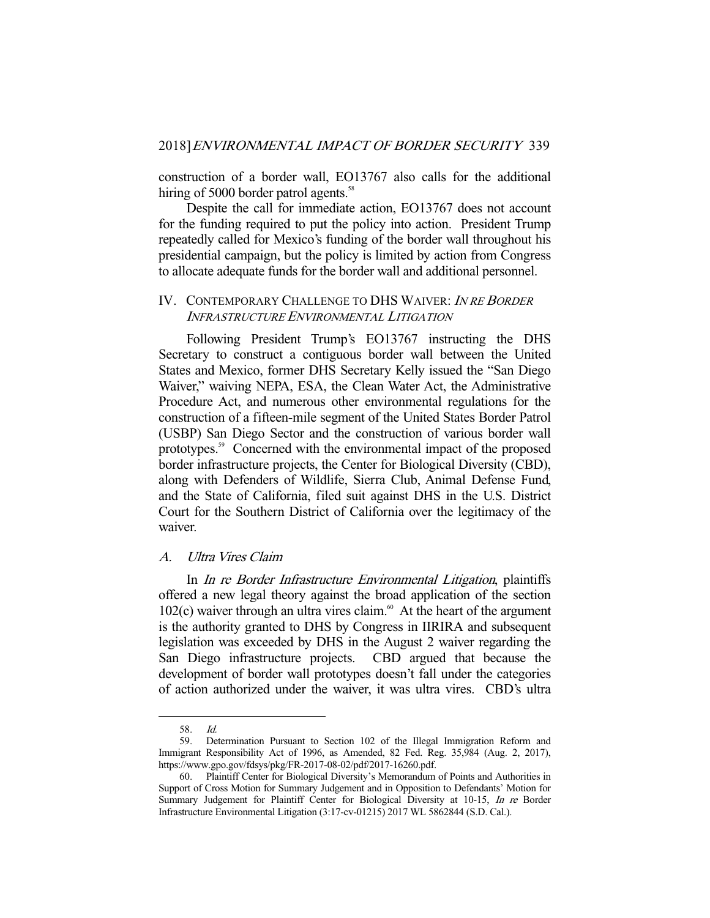construction of a border wall, EO13767 also calls for the additional hiring of 5000 border patrol agents.[58]

Despite the call for immediate action, EO13767 does not account for the funding required to put the policy into action. President Trump repeatedly called for Mexico's funding of the border wall throughout his presidential campaign, but the policy is limited by action from Congress to allocate adequate funds for the border wall and additional personnel.

## IV. CONTEMPORARY CHALLENGE TO DHS WAIVER: *IN RE BORDER INFRASTRUCTURE ENVIRONMENTAL LITIGATION*

Following President Trump's EO13767 instructing the DHS Secretary to construct a contiguous border wall between the United States and Mexico, former DHS Secretary Kelly issued the "San Diego Waiver," waiving NEPA, ESA, the Clean Water Act, the Administrative Procedure Act, and numerous other environmental regulations for the construction of a fifteen-mile segment of the United States Border Patrol (USBP) San Diego Sector and the construction of various border wall prototypes.[59] Concerned with the environmental impact of the proposed border infrastructure projects, the Center for Biological Diversity (CBD), along with Defenders of Wildlife, Sierra Club, Animal Defense Fund, and the State of California, filed suit against DHS in the U.S. District Court for the Southern District of California over the legitimacy of the waiver.

### A. *Ultra Vires Claim*

In *In re Border Infrastructure Environmental Litigation*, plaintiffs offered a new legal theory against the broad application of the section 102(c) waiver through an ultra vires claim.[60] At the heart of the argument is the authority granted to DHS by Congress in IIRIRA and subsequent legislation was exceeded by DHS in the August 2 waiver regarding the San Diego infrastructure projects. CBD argued that because the development of border wall prototypes doesn't fall under the categories of action authorized under the waiver, it was ultra vires. CBD's ultra

---

58. *Id.*

59. Determination Pursuant to Section 102 of the Illegal Immigration Reform and Immigrant Responsibility Act of 1996, as Amended, 82 Fed. Reg. 35,984 (Aug. 2, 2017), https://www.gpo.gov/fdsys/pkg/FR-2017-08-02/pdf/2017-16260.pdf.

60. Plaintiff Center for Biological Diversity's Memorandum of Points and Authorities in Support of Cross Motion for Summary Judgement and in Opposition to Defendants' Motion for Summary Judgement for Plaintiff Center for Biological Diversity at 10-15, *In re* Border Infrastructure Environmental Litigation (3:17-cv-01215) 2017 WL 5862844 (S.D. Cal.).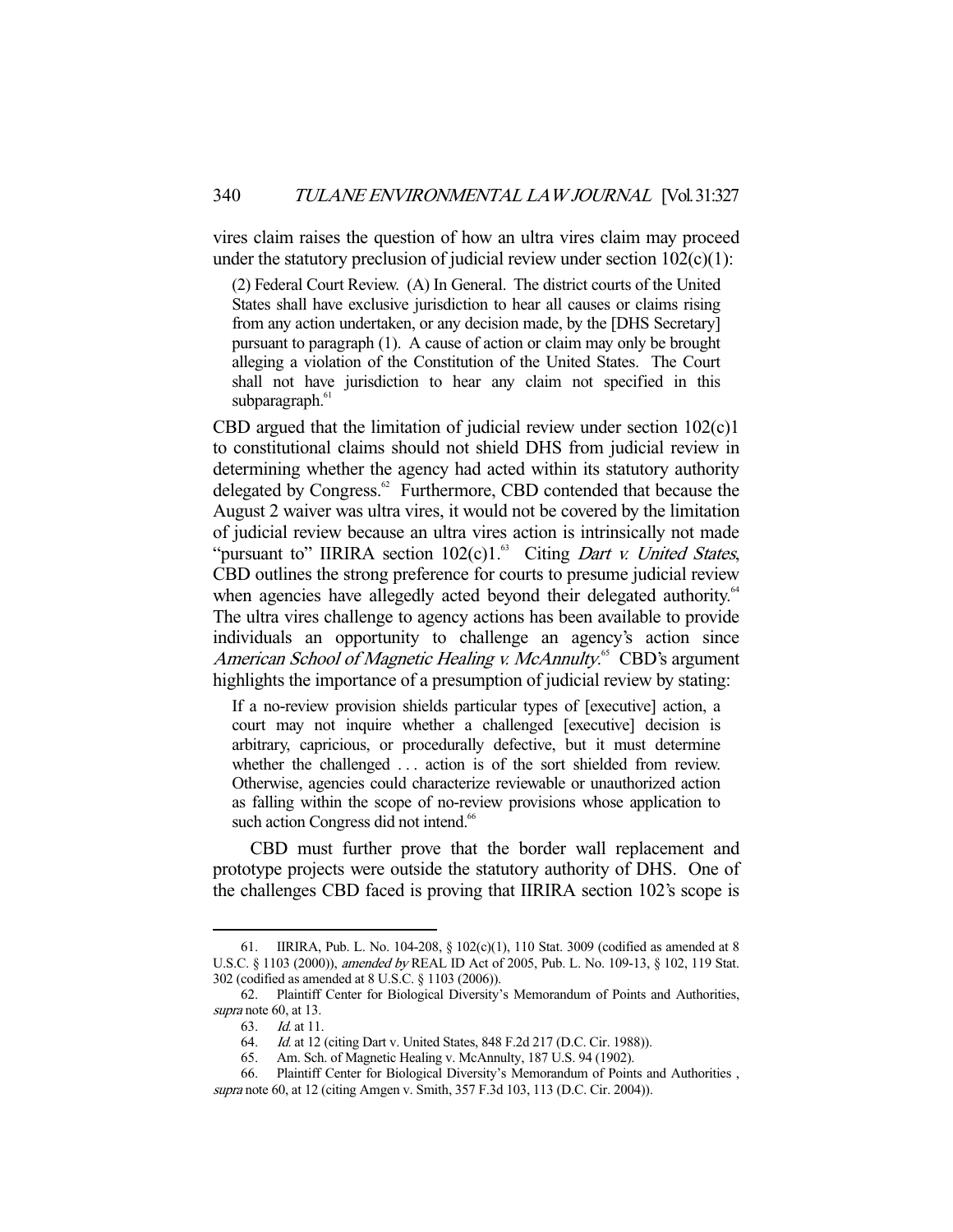vires claim raises the question of how an ultra vires claim may proceed under the statutory preclusion of judicial review under section 102(c)(1):

> (2) Federal Court Review. (A) In General. The district courts of the United States shall have exclusive jurisdiction to hear all causes or claims rising from any action undertaken, or any decision made, by the [DHS Secretary] pursuant to paragraph (1). A cause of action or claim may only be brought alleging a violation of the Constitution of the United States. The Court shall not have jurisdiction to hear any claim not specified in this subparagraph.[61]

CBD argued that the limitation of judicial review under section 102(c)1 to constitutional claims should not shield DHS from judicial review in determining whether the agency had acted within its statutory authority delegated by Congress.[62] Furthermore, CBD contended that because the August 2 waiver was ultra vires, it would not be covered by the limitation of judicial review because an ultra vires action is intrinsically not made "pursuant to" IIRIRA section 102(c)1.[63] Citing *Dart v. United States*, CBD outlines the strong preference for courts to presume judicial review when agencies have allegedly acted beyond their delegated authority.[64] The ultra vires challenge to agency actions has been available to provide individuals an opportunity to challenge an agency's action since *American School of Magnetic Healing v. McAnnulty*.[65] CBD's argument highlights the importance of a presumption of judicial review by stating:

> If a no-review provision shields particular types of [executive] action, a court may not inquire whether a challenged [executive] decision is arbitrary, capricious, or procedurally defective, but it must determine whether the challenged . . . action is of the sort shielded from review. Otherwise, agencies could characterize reviewable or unauthorized action as falling within the scope of no-review provisions whose application to such action Congress did not intend.[66]

CBD must further prove that the border wall replacement and prototype projects were outside the statutory authority of DHS. One of the challenges CBD faced is proving that IIRIRA section 102's scope is

---

61. IIRIRA, Pub. L. No. 104-208, § 102(c)(1), 110 Stat. 3009 (codified as amended at 8 U.S.C. § 1103 (2000)), *amended by* REAL ID Act of 2005, Pub. L. No. 109-13, § 102, 119 Stat. 302 (codified as amended at 8 U.S.C. § 1103 (2006)).

62. Plaintiff Center for Biological Diversity's Memorandum of Points and Authorities, *supra* note 60, at 13.

63. *Id.* at 11.

64. *Id.* at 12 (citing Dart v. United States, 848 F.2d 217 (D.C. Cir. 1988)).

65. Am. Sch. of Magnetic Healing v. McAnnulty, 187 U.S. 94 (1902).

66. Plaintiff Center for Biological Diversity's Memorandum of Points and Authorities , *supra* note 60, at 12 (citing Amgen v. Smith, 357 F.3d 103, 113 (D.C. Cir. 2004)).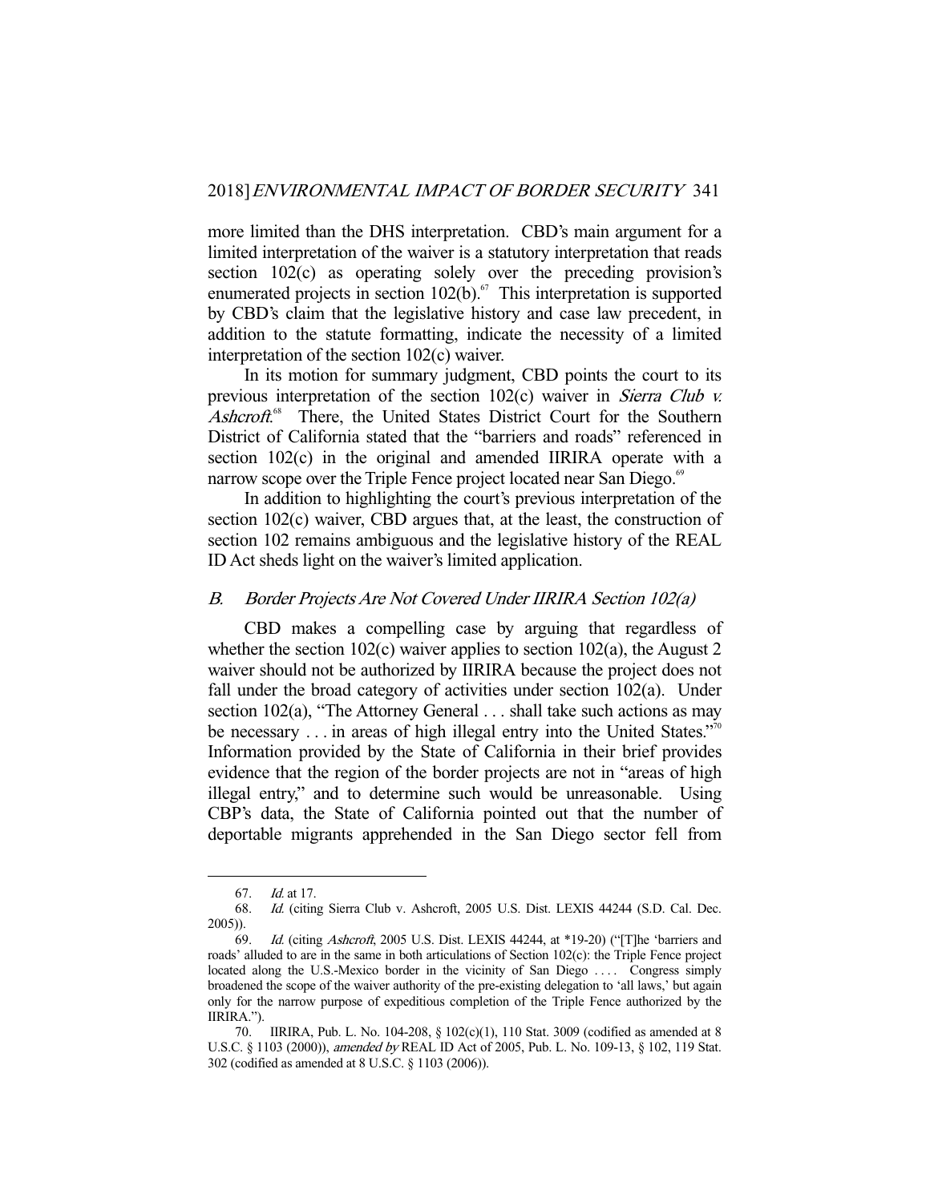more limited than the DHS interpretation. CBD's main argument for a limited interpretation of the waiver is a statutory interpretation that reads section 102(c) as operating solely over the preceding provision's enumerated projects in section 102(b).[67] This interpretation is supported by CBD's claim that the legislative history and case law precedent, in addition to the statute formatting, indicate the necessity of a limited interpretation of the section 102(c) waiver.

In its motion for summary judgment, CBD points the court to its previous interpretation of the section 102(c) waiver in *Sierra Club v. Ashcroft*.[68] There, the United States District Court for the Southern District of California stated that the "barriers and roads" referenced in section 102(c) in the original and amended IIRIRA operate with a narrow scope over the Triple Fence project located near San Diego.[69]

In addition to highlighting the court's previous interpretation of the section 102(c) waiver, CBD argues that, at the least, the construction of section 102 remains ambiguous and the legislative history of the REAL ID Act sheds light on the waiver's limited application.

### *B. Border Projects Are Not Covered Under IIRIRA Section 102(a)*

CBD makes a compelling case by arguing that regardless of whether the section 102(c) waiver applies to section 102(a), the August 2 waiver should not be authorized by IIRIRA because the project does not fall under the broad category of activities under section 102(a). Under section 102(a), "The Attorney General . . . shall take such actions as may be necessary . . . in areas of high illegal entry into the United States."[70] Information provided by the State of California in their brief provides evidence that the region of the border projects are not in "areas of high illegal entry," and to determine such would be unreasonable. Using CBP's data, the State of California pointed out that the number of deportable migrants apprehended in the San Diego sector fell from

---

67. *Id.* at 17.

68. *Id.* (citing Sierra Club v. Ashcroft, 2005 U.S. Dist. LEXIS 44244 (S.D. Cal. Dec. 2005)).

69. *Id.* (citing *Ashcroft*, 2005 U.S. Dist. LEXIS 44244, at *19-20) ("[T]he 'barriers and roads' alluded to are in the same in both articulations of Section 102(c): the Triple Fence project located along the U.S.-Mexico border in the vicinity of San Diego . . . . Congress simply broadened the scope of the waiver authority of the pre-existing delegation to 'all laws,' but again only for the narrow purpose of expeditious completion of the Triple Fence authorized by the IIRIRA.").

70. IIRIRA, Pub. L. No. 104-208, § 102(c)(1), 110 Stat. 3009 (codified as amended at 8 U.S.C. § 1103 (2000)), *amended by* REAL ID Act of 2005, Pub. L. No. 109-13, § 102, 119 Stat. 302 (codified as amended at 8 U.S.C. § 1103 (2006)).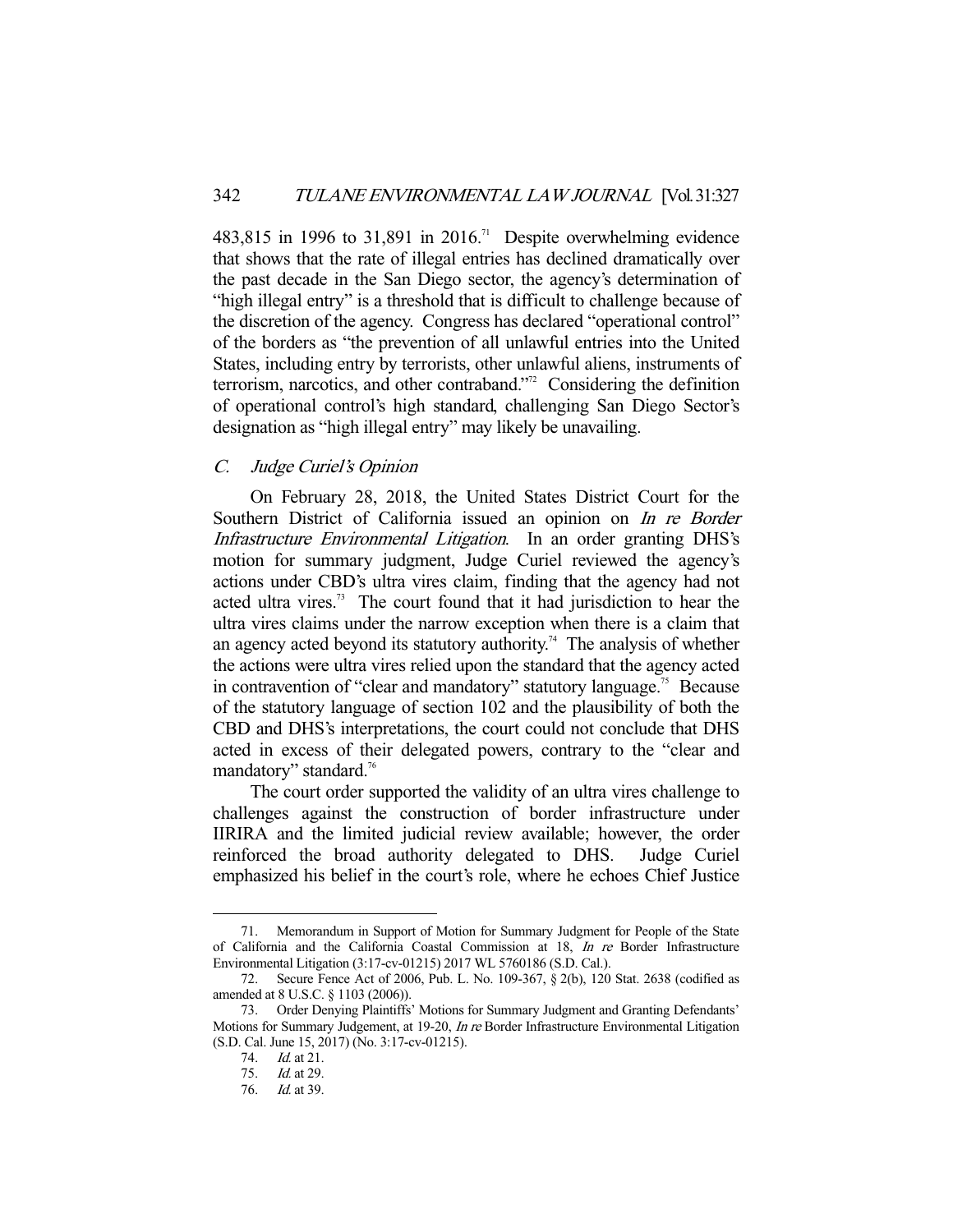483,815 in 1996 to 31,891 in 2016.[71] Despite overwhelming evidence that shows that the rate of illegal entries has declined dramatically over the past decade in the San Diego sector, the agency's determination of "high illegal entry" is a threshold that is difficult to challenge because of the discretion of the agency. Congress has declared "operational control" of the borders as "the prevention of all unlawful entries into the United States, including entry by terrorists, other unlawful aliens, instruments of terrorism, narcotics, and other contraband."[72] Considering the definition of operational control's high standard, challenging San Diego Sector's designation as "high illegal entry" may likely be unavailing.

### *C. Judge Curiel's Opinion*

On February 28, 2018, the United States District Court for the Southern District of California issued an opinion on *In re Border Infrastructure Environmental Litigation*. In an order granting DHS's motion for summary judgment, Judge Curiel reviewed the agency's actions under CBD's ultra vires claim, finding that the agency had not acted ultra vires.[73] The court found that it had jurisdiction to hear the ultra vires claims under the narrow exception when there is a claim that an agency acted beyond its statutory authority.[74] The analysis of whether the actions were ultra vires relied upon the standard that the agency acted in contravention of "clear and mandatory" statutory language.[75] Because of the statutory language of section 102 and the plausibility of both the CBD and DHS's interpretations, the court could not conclude that DHS acted in excess of their delegated powers, contrary to the "clear and mandatory" standard.[76]

The court order supported the validity of an ultra vires challenge to challenges against the construction of border infrastructure under IIRIRA and the limited judicial review available; however, the order reinforced the broad authority delegated to DHS. Judge Curiel emphasized his belief in the court's role, where he echoes Chief Justice

---

71. Memorandum in Support of Motion for Summary Judgment for People of the State of California and the California Coastal Commission at 18, *In re* Border Infrastructure Environmental Litigation (3:17-cv-01215) 2017 WL 5760186 (S.D. Cal.).

72. Secure Fence Act of 2006, Pub. L. No. 109-367, § 2(b), 120 Stat. 2638 (codified as amended at 8 U.S.C. § 1103 (2006)).

73. Order Denying Plaintiffs' Motions for Summary Judgment and Granting Defendants' Motions for Summary Judgement, at 19-20, *In re* Border Infrastructure Environmental Litigation (S.D. Cal. June 15, 2017) (No. 3:17-cv-01215).

74. *Id.* at 21.

75. *Id.* at 29.

76. *Id.* at 39.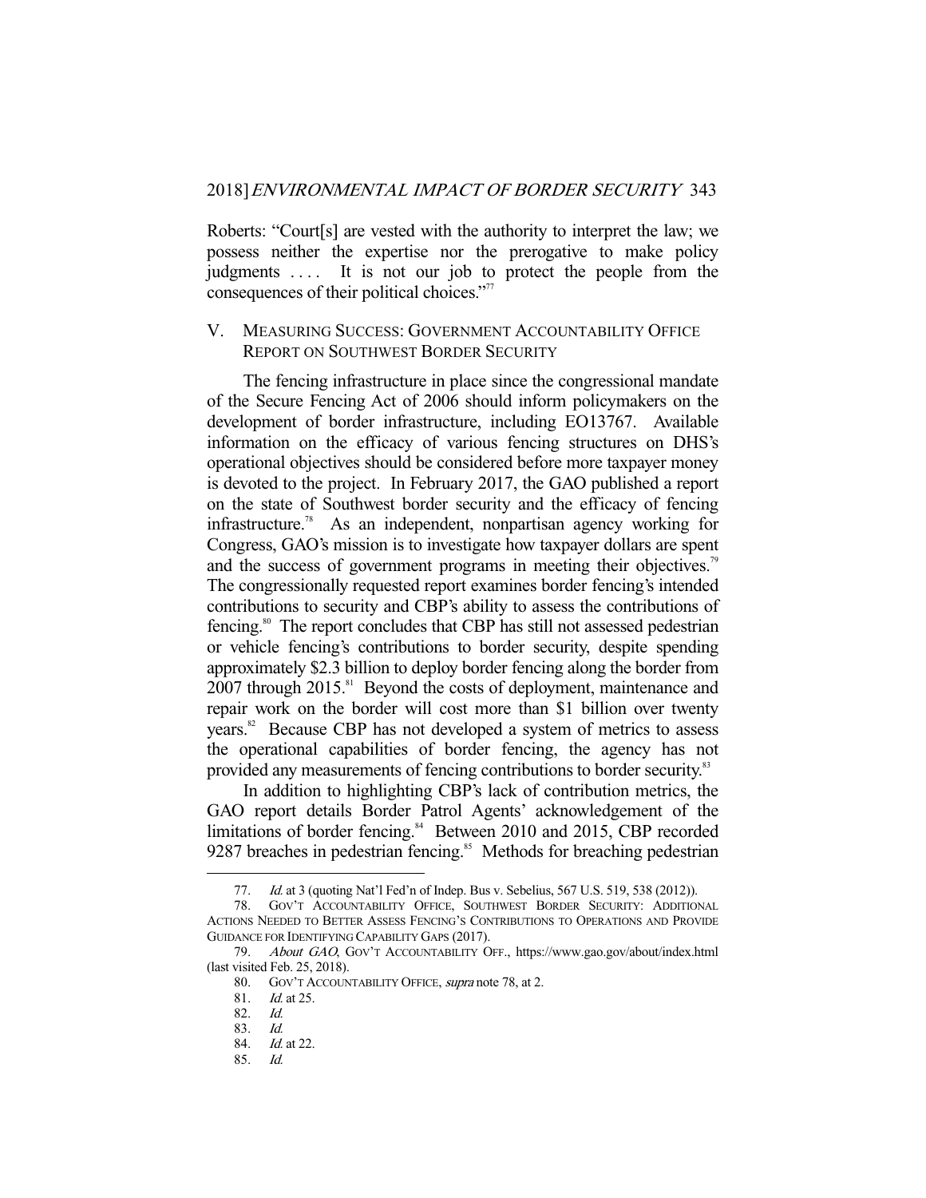Roberts: "Court[s] are vested with the authority to interpret the law; we possess neither the expertise nor the prerogative to make policy judgments . . . . It is not our job to protect the people from the consequences of their political choices."[77]

## V. MEASURING SUCCESS: GOVERNMENT ACCOUNTABILITY OFFICE REPORT ON SOUTHWEST BORDER SECURITY

The fencing infrastructure in place since the congressional mandate of the Secure Fencing Act of 2006 should inform policymakers on the development of border infrastructure, including EO13767. Available information on the efficacy of various fencing structures on DHS's operational objectives should be considered before more taxpayer money is devoted to the project. In February 2017, the GAO published a report on the state of Southwest border security and the efficacy of fencing infrastructure.[78] As an independent, nonpartisan agency working for Congress, GAO's mission is to investigate how taxpayer dollars are spent and the success of government programs in meeting their objectives.[79] The congressionally requested report examines border fencing's intended contributions to security and CBP's ability to assess the contributions of fencing.[80] The report concludes that CBP has still not assessed pedestrian or vehicle fencing's contributions to border security, despite spending approximately $2.3 billion to deploy border fencing along the border from 2007 through 2015.[81] Beyond the costs of deployment, maintenance and repair work on the border will cost more than $1 billion over twenty years.[82] Because CBP has not developed a system of metrics to assess the operational capabilities of border fencing, the agency has not provided any measurements of fencing contributions to border security.[83]

In addition to highlighting CBP's lack of contribution metrics, the GAO report details Border Patrol Agents' acknowledgement of the limitations of border fencing.[84] Between 2010 and 2015, CBP recorded 9287 breaches in pedestrian fencing.[85] Methods for breaching pedestrian

---

77. *Id.* at 3 (quoting Nat'l Fed'n of Indep. Bus v. Sebelius, 567 U.S. 519, 538 (2012)).

78. GOV'T ACCOUNTABILITY OFFICE, SOUTHWEST BORDER SECURITY: ADDITIONAL ACTIONS NEEDED TO BETTER ASSESS FENCING'S CONTRIBUTIONS TO OPERATIONS AND PROVIDE GUIDANCE FOR IDENTIFYING CAPABILITY GAPS (2017).

79. *About GAO*, GOV'T ACCOUNTABILITY OFF., https://www.gao.gov/about/index.html (last visited Feb. 25, 2018).

80. GOV'T ACCOUNTABILITY OFFICE, *supra* note 78, at 2.

81. *Id.* at 25.

82. *Id.*

83. *Id.*

84. *Id.* at 22.

85. *Id.*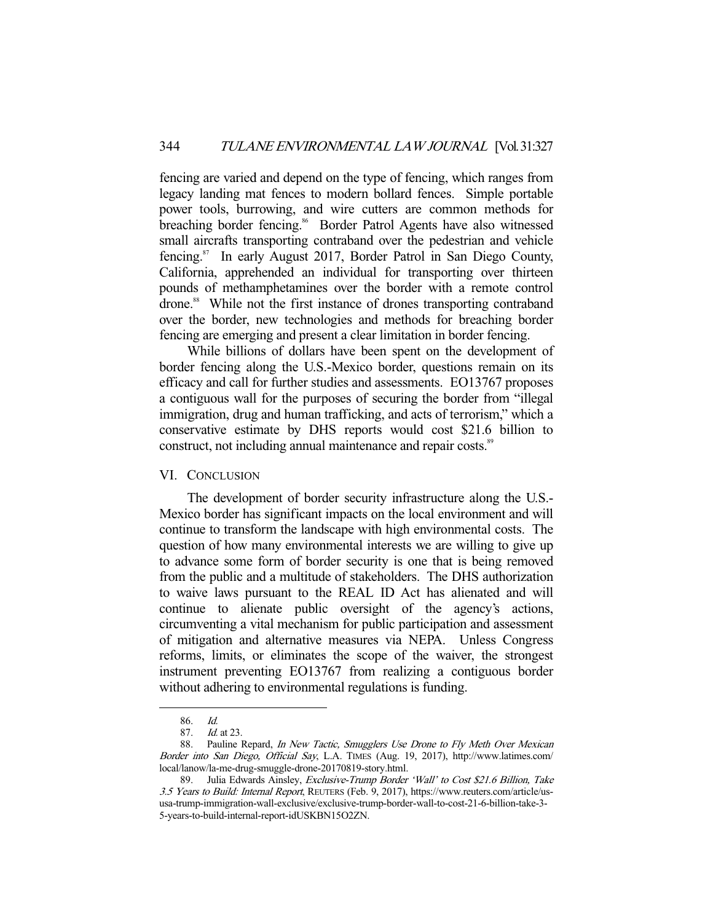fencing are varied and depend on the type of fencing, which ranges from legacy landing mat fences to modern bollard fences. Simple portable power tools, burrowing, and wire cutters are common methods for breaching border fencing.[86] Border Patrol Agents have also witnessed small aircrafts transporting contraband over the pedestrian and vehicle fencing.[87] In early August 2017, Border Patrol in San Diego County, California, apprehended an individual for transporting over thirteen pounds of methamphetamines over the border with a remote control drone.[88] While not the first instance of drones transporting contraband over the border, new technologies and methods for breaching border fencing are emerging and present a clear limitation in border fencing.

While billions of dollars have been spent on the development of border fencing along the U.S.-Mexico border, questions remain on its efficacy and call for further studies and assessments. EO13767 proposes a contiguous wall for the purposes of securing the border from "illegal immigration, drug and human trafficking, and acts of terrorism," which a conservative estimate by DHS reports would cost \$21.6 billion to construct, not including annual maintenance and repair costs.[89]

## VI. CONCLUSION

The development of border security infrastructure along the U.S.-Mexico border has significant impacts on the local environment and will continue to transform the landscape with high environmental costs. The question of how many environmental interests we are willing to give up to advance some form of border security is one that is being removed from the public and a multitude of stakeholders. The DHS authorization to waive laws pursuant to the REAL ID Act has alienated and will continue to alienate public oversight of the agency's actions, circumventing a vital mechanism for public participation and assessment of mitigation and alternative measures via NEPA. Unless Congress reforms, limits, or eliminates the scope of the waiver, the strongest instrument preventing EO13767 from realizing a contiguous border without adhering to environmental regulations is funding.

---

86. *Id.*

87. *Id.* at 23.

88. Pauline Repard, *In New Tactic, Smugglers Use Drone to Fly Meth Over Mexican Border into San Diego, Official Say*, L.A. TIMES (Aug. 19, 2017), http://www.latimes.com/local/lanow/la-me-drug-smuggle-drone-20170819-story.html.

89. Julia Edwards Ainsley, *Exclusive-Trump Border 'Wall' to Cost \$21.6 Billion, Take 3.5 Years to Build: Internal Report*, REUTERS (Feb. 9, 2017), https://www.reuters.com/article/us-usa-trump-immigration-wall-exclusive/exclusive-trump-border-wall-to-cost-21-6-billion-take-3-5-years-to-build-internal-report-idUSKBN15O2ZN.